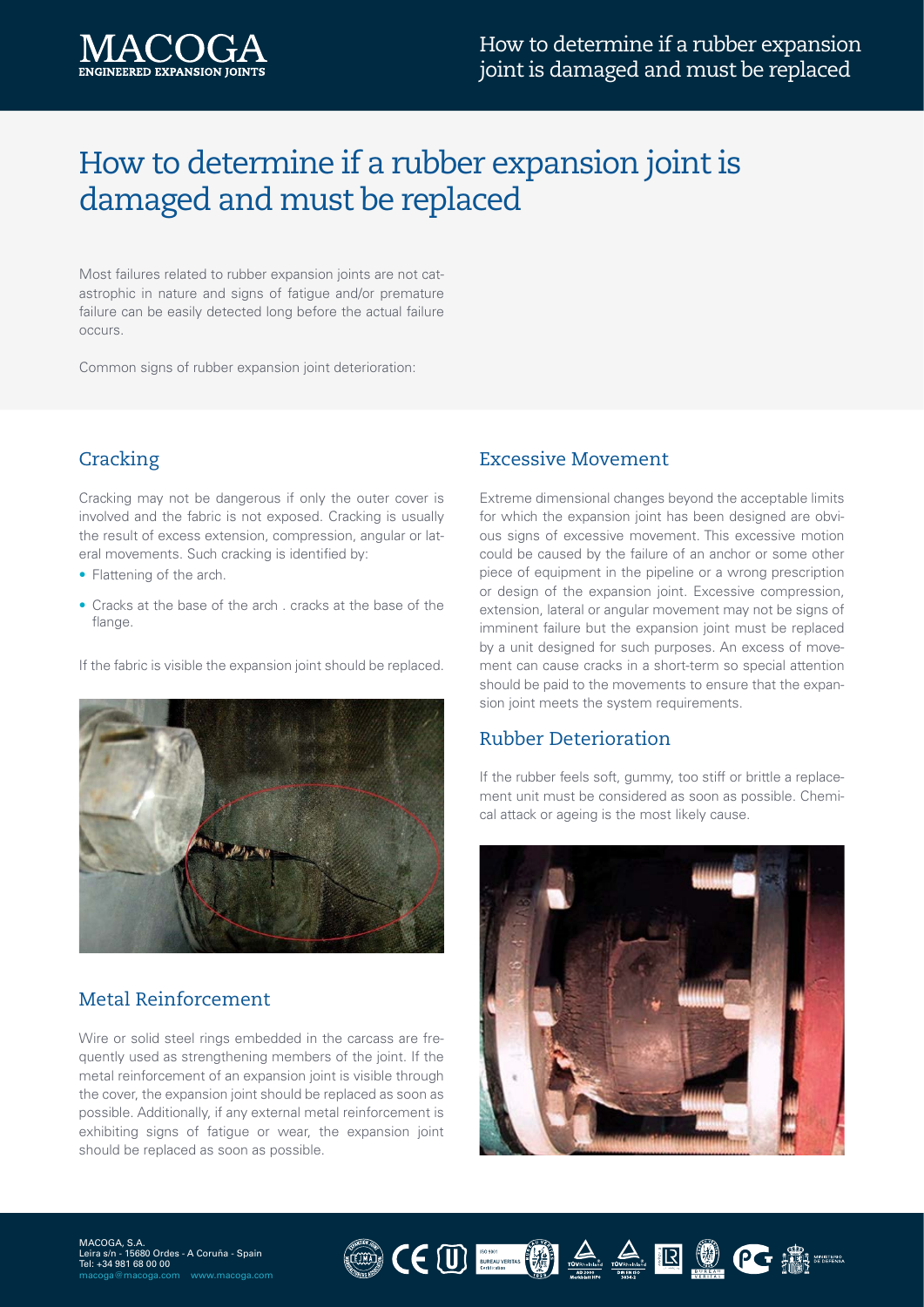# How to determine if a rubber expansion joint is damaged and must be replaced

Most failures related to rubber expansion joints are not catastrophic in nature and signs of fatigue and/or premature failure can be easily detected long before the actual failure occurs.

Common signs of rubber expansion joint deterioration:

## Cracking

Cracking may not be dangerous if only the outer cover is involved and the fabric is not exposed. Cracking is usually the result of excess extension, compression, angular or lateral movements. Such cracking is identified by:

- Flattening of the arch.
- Cracks at the base of the arch . cracks at the base of the flange.

If the fabric is visible the expansion joint should replaced.

## Metal Reinforcement

Wire or solid steel rings embedded in the carcass are frequently used as strengthening members of the joint. If the metal reinforcement of an expansion joint is visible through the cover, the expansion joint should be replaced as soon as possible. Additionally, if any external metal reinforcement is exhibiting signs of fatigue or wear, the expansion joint should be replaced as soon as possible.

## Excessive Movement

Extreme dimensional changes beyond the acceptable limits for which the expansion joint has been designed are obvious signs of excessive movement. This excessive motion could be caused by the failure of an anchor or some other piece of equipment in the pipeline or a wrong prescription or design of the expansion joint. Excessive compression, extension, lateral or angular movement may not be signs of imminent failure but the expansion joint must be replaced by a unit designed for such purposes. An excess of movement can cause cracks in a short-term so special attention should be paid to the movements to ensure that the expansion joint meets the system requirements.

## Rubber Deterioration

If the rubber feels soft, gummy, too stiff or brittle a replacement unit must be considered as soon as possible. Chemical attack or ageing is the most likely cause.

MACOGA, S.A.
Leira s/n - 15680 Ordes - A Coruña - Spain
Tel: +34 981 68 00 00
macoga@macoga.com www.macoga.com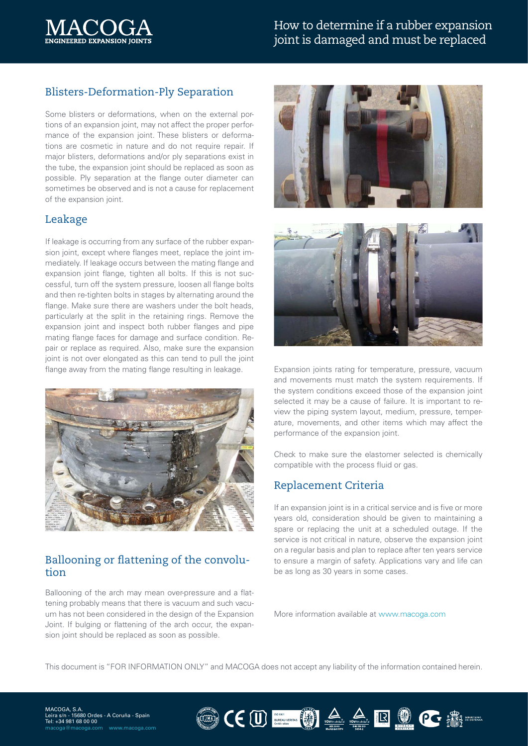## Blisters-Deformation-Ply Separation

Some blisters or deformations, when on the external portions of an expansion joint, may not affect the proper performance of the expansion joint. These blisters or deformations are cosmetic in nature and do not require repair. If major blisters, deformations and/or ply separations exist in the tube, the expansion joint should be replaced as soon as possible. Ply separation at the flange outer diameter can sometimes be observed and is not a cause for replacement of the expansion joint.

## Leakage

If leakage is occurring from any surface of the rubber expansion joint, except where flanges meet, replace the joint immediately. If leakage occurs between the mating flange and expansion joint flange, tighten all bolts. If this is not successful, turn off the system pressure, loosen all flange bolts and then re-tighten bolts in stages by alternating around the flange. Make sure there are washers under the bolt heads, particularly at the split in the retaining rings. Remove the expansion joint and inspect both rubber flanges and pipe mating flange faces for damage and surface condition. Repair or replace as required. Also, make sure the expansion joint is not over elongated as this can tend to pull the joint flange away from the mating flange resulting in leakage.

## Ballooning or flattening of the convolution

Ballooning of the arch may mean over-pressure and a flattening probably means that there is vacuum and such vacuum has not been considered in the design of the Expansion Joint. If bulging or flattening of the arch occur, the expansion joint should be replaced as soon as possible.

Expansion joints rating for temperature, pressure, vacuum and movements must match the system requirements. If the system conditions exceed those of the expansion joint selected it may be a cause of failure. It is important to review the piping system layout, medium, pressure, temperature, movements, and other items which may affect the performance of the expansion joint.

Check to make sure the elastomer selected is chemically compatible with the process fluid or gas.

## Replacement Criteria

If an expansion joint is in a critical service and is five or more years old, consideration should be given to maintaining a spare or replacing the unit at a scheduled outage. If the service is not critical in nature, observe the expansion joint on a regular basis and plan to replace after ten years service to ensure a margin of safety. Applications vary and life can be as long as 30 years in some cases.

More information available at www.macoga.com

This document is "FOR INFORMATION ONLY" and MACOGA does not accept any liability of the information contained herein.

MACOGA, S.A.
Leira s/n - 15680 Ordes - A Coruña - Spain
Tel: +34 981 68 00 00
macoga@macoga.com www.macoga.com